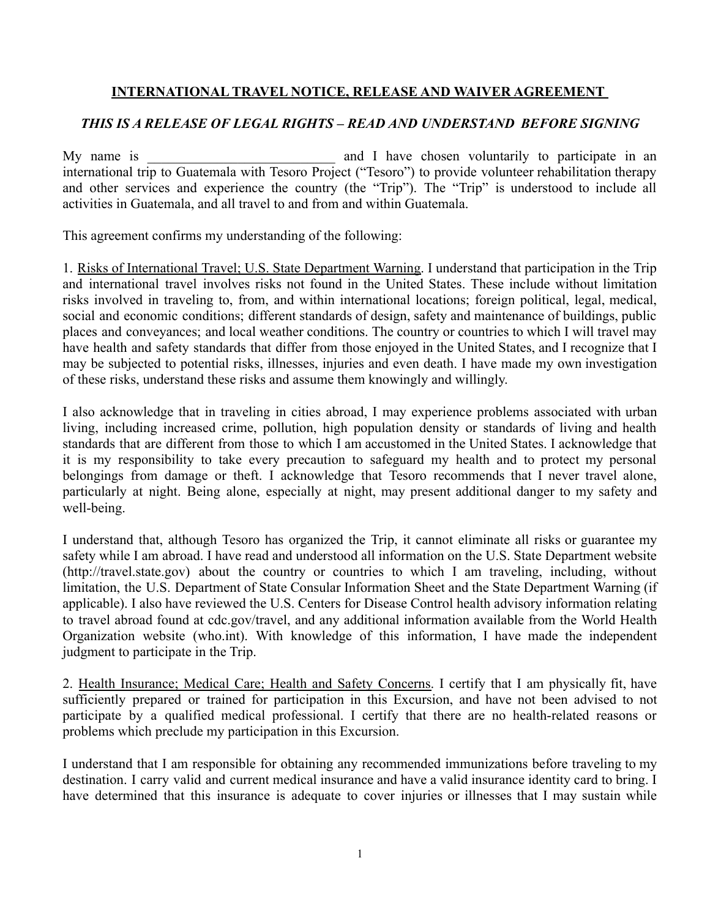**<u>INTERNATIONAL TRAVEL NOTICE, RELEASE AND WAIVER AGREEMENT</u>**

***THIS IS A RELEASE OF LEGAL RIGHTS – READ AND UNDERSTAND BEFORE SIGNING***

My name is ___________________________ and I have chosen voluntarily to participate in an international trip to Guatemala with Tesoro Project ("Tesoro") to provide volunteer rehabilitation therapy and other services and experience the country (the "Trip"). The "Trip" is understood to include all activities in Guatemala, and all travel to and from and within Guatemala.

This agreement confirms my understanding of the following:

1. <u>Risks of International Travel; U.S. State Department Warning</u>. I understand that participation in the Trip and international travel involves risks not found in the United States. These include without limitation risks involved in traveling to, from, and within international locations; foreign political, legal, medical, social and economic conditions; different standards of design, safety and maintenance of buildings, public places and conveyances; and local weather conditions. The country or countries to which I will travel may have health and safety standards that differ from those enjoyed in the United States, and I recognize that I may be subjected to potential risks, illnesses, injuries and even death. I have made my own investigation of these risks, understand these risks and assume them knowingly and willingly.

I also acknowledge that in traveling in cities abroad, I may experience problems associated with urban living, including increased crime, pollution, high population density or standards of living and health standards that are different from those to which I am accustomed in the United States. I acknowledge that it is my responsibility to take every precaution to safeguard my health and to protect my personal belongings from damage or theft. I acknowledge that Tesoro recommends that I never travel alone, particularly at night. Being alone, especially at night, may present additional danger to my safety and well-being.

I understand that, although Tesoro has organized the Trip, it cannot eliminate all risks or guarantee my safety while I am abroad. I have read and understood all information on the U.S. State Department website (http://travel.state.gov) about the country or countries to which I am traveling, including, without limitation, the U.S. Department of State Consular Information Sheet and the State Department Warning (if applicable). I also have reviewed the U.S. Centers for Disease Control health advisory information relating to travel abroad found at cdc.gov/travel, and any additional information available from the World Health Organization website (who.int). With knowledge of this information, I have made the independent judgment to participate in the Trip.

2. <u>Health Insurance; Medical Care; Health and Safety Concerns</u>. I certify that I am physically fit, have sufficiently prepared or trained for participation in this Excursion, and have not been advised to not participate by a qualified medical professional. I certify that there are no health-related reasons or problems which preclude my participation in this Excursion.

I understand that I am responsible for obtaining any recommended immunizations before traveling to my destination. I carry valid and current medical insurance and have a valid insurance identity card to bring. I have determined that this insurance is adequate to cover injuries or illnesses that I may sustain while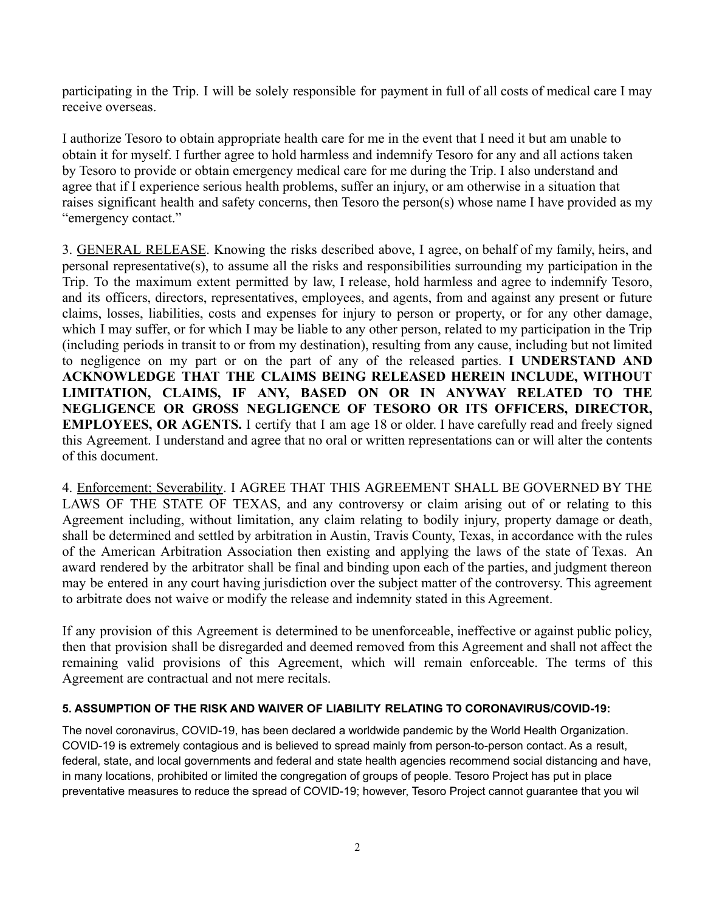participating in the Trip. I will be solely responsible for payment in full of all costs of medical care I may receive overseas.

I authorize Tesoro to obtain appropriate health care for me in the event that I need it but am unable to obtain it for myself. I further agree to hold harmless and indemnify Tesoro for any and all actions taken by Tesoro to provide or obtain emergency medical care for me during the Trip. I also understand and agree that if I experience serious health problems, suffer an injury, or am otherwise in a situation that raises significant health and safety concerns, then Tesoro the person(s) whose name I have provided as my "emergency contact."

3. <u>GENERAL RELEASE</u>. Knowing the risks described above, I agree, on behalf of my family, heirs, and personal representative(s), to assume all the risks and responsibilities surrounding my participation in the Trip. To the maximum extent permitted by law, I release, hold harmless and agree to indemnify Tesoro, and its officers, directors, representatives, employees, and agents, from and against any present or future claims, losses, liabilities, costs and expenses for injury to person or property, or for any other damage, which I may suffer, or for which I may be liable to any other person, related to my participation in the Trip (including periods in transit to or from my destination), resulting from any cause, including but not limited to negligence on my part or on the part of any of the released parties. **I UNDERSTAND AND ACKNOWLEDGE THAT THE CLAIMS BEING RELEASED HEREIN INCLUDE, WITHOUT LIMITATION, CLAIMS, IF ANY, BASED ON OR IN ANYWAY RELATED TO THE NEGLIGENCE OR GROSS NEGLIGENCE OF TESORO OR ITS OFFICERS, DIRECTOR, EMPLOYEES, OR AGENTS.** I certify that I am age 18 or older. I have carefully read and freely signed this Agreement. I understand and agree that no oral or written representations can or will alter the contents of this document.

4. <u>Enforcement; Severability</u>. I AGREE THAT THIS AGREEMENT SHALL BE GOVERNED BY THE LAWS OF THE STATE OF TEXAS, and any controversy or claim arising out of or relating to this Agreement including, without limitation, any claim relating to bodily injury, property damage or death, shall be determined and settled by arbitration in Austin, Travis County, Texas, in accordance with the rules of the American Arbitration Association then existing and applying the laws of the state of Texas. An award rendered by the arbitrator shall be final and binding upon each of the parties, and judgment thereon may be entered in any court having jurisdiction over the subject matter of the controversy. This agreement to arbitrate does not waive or modify the release and indemnity stated in this Agreement.

If any provision of this Agreement is determined to be unenforceable, ineffective or against public policy, then that provision shall be disregarded and deemed removed from this Agreement and shall not affect the remaining valid provisions of this Agreement, which will remain enforceable. The terms of this Agreement are contractual and not mere recitals.

**5. ASSUMPTION OF THE RISK AND WAIVER OF LIABILITY RELATING TO CORONAVIRUS/COVID-19:**

The novel coronavirus, COVID-19, has been declared a worldwide pandemic by the World Health Organization. COVID-19 is extremely contagious and is believed to spread mainly from person-to-person contact. As a result, federal, state, and local governments and federal and state health agencies recommend social distancing and have, in many locations, prohibited or limited the congregation of groups of people. Tesoro Project has put in place preventative measures to reduce the spread of COVID-19; however, Tesoro Project cannot guarantee that you wil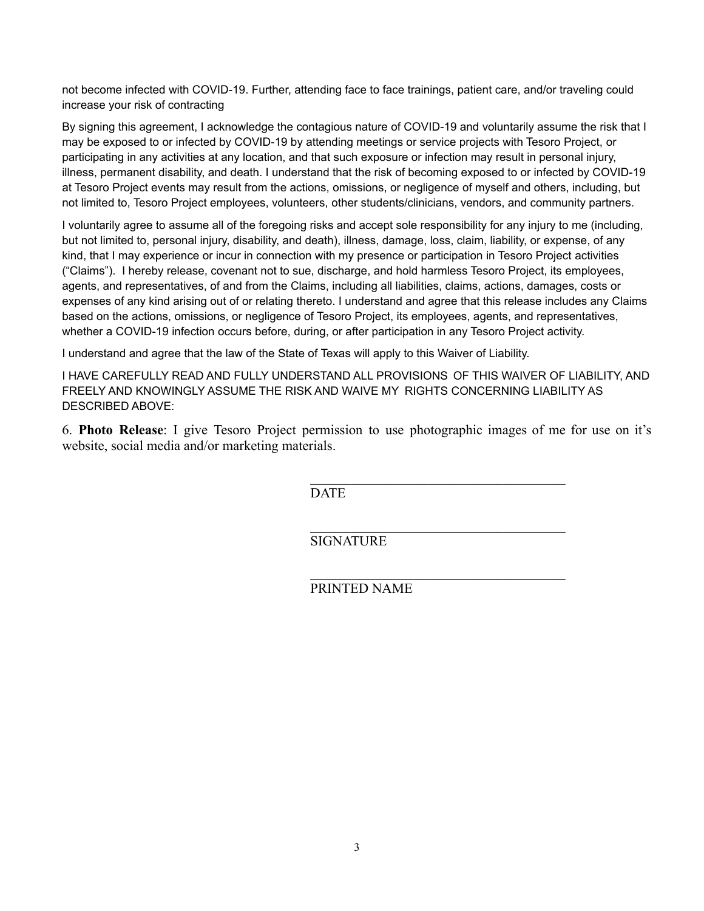not become infected with COVID-19. Further, attending face to face trainings, patient care, and/or traveling could increase your risk of contracting

By signing this agreement, I acknowledge the contagious nature of COVID-19 and voluntarily assume the risk that I may be exposed to or infected by COVID-19 by attending meetings or service projects with Tesoro Project, or participating in any activities at any location, and that such exposure or infection may result in personal injury, illness, permanent disability, and death. I understand that the risk of becoming exposed to or infected by COVID-19 at Tesoro Project events may result from the actions, omissions, or negligence of myself and others, including, but not limited to, Tesoro Project employees, volunteers, other students/clinicians, vendors, and community partners.

I voluntarily agree to assume all of the foregoing risks and accept sole responsibility for any injury to me (including, but not limited to, personal injury, disability, and death), illness, damage, loss, claim, liability, or expense, of any kind, that I may experience or incur in connection with my presence or participation in Tesoro Project activities ("Claims"). I hereby release, covenant not to sue, discharge, and hold harmless Tesoro Project, its employees, agents, and representatives, of and from the Claims, including all liabilities, claims, actions, damages, costs or expenses of any kind arising out of or relating thereto. I understand and agree that this release includes any Claims based on the actions, omissions, or negligence of Tesoro Project, its employees, agents, and representatives, whether a COVID-19 infection occurs before, during, or after participation in any Tesoro Project activity.

I understand and agree that the law of the State of Texas will apply to this Waiver of Liability.

I HAVE CAREFULLY READ AND FULLY UNDERSTAND ALL PROVISIONS OF THIS WAIVER OF LIABILITY, AND FREELY AND KNOWINGLY ASSUME THE RISK AND WAIVE MY RIGHTS CONCERNING LIABILITY AS DESCRIBED ABOVE:

6. **Photo Release**: I give Tesoro Project permission to use photographic images of me for use on it's website, social media and/or marketing materials.

\_\_\_\_\_\_\_\_\_\_\_\_\_\_\_\_\_\_\_\_\_\_\_\_\_\_\_\_\_\_\_\_\_\_\_\_\_\_\_\_
DATE

\_\_\_\_\_\_\_\_\_\_\_\_\_\_\_\_\_\_\_\_\_\_\_\_\_\_\_\_\_\_\_\_\_\_\_\_\_\_\_\_
SIGNATURE

\_\_\_\_\_\_\_\_\_\_\_\_\_\_\_\_\_\_\_\_\_\_\_\_\_\_\_\_\_\_\_\_\_\_\_\_\_\_\_\_
PRINTED NAME